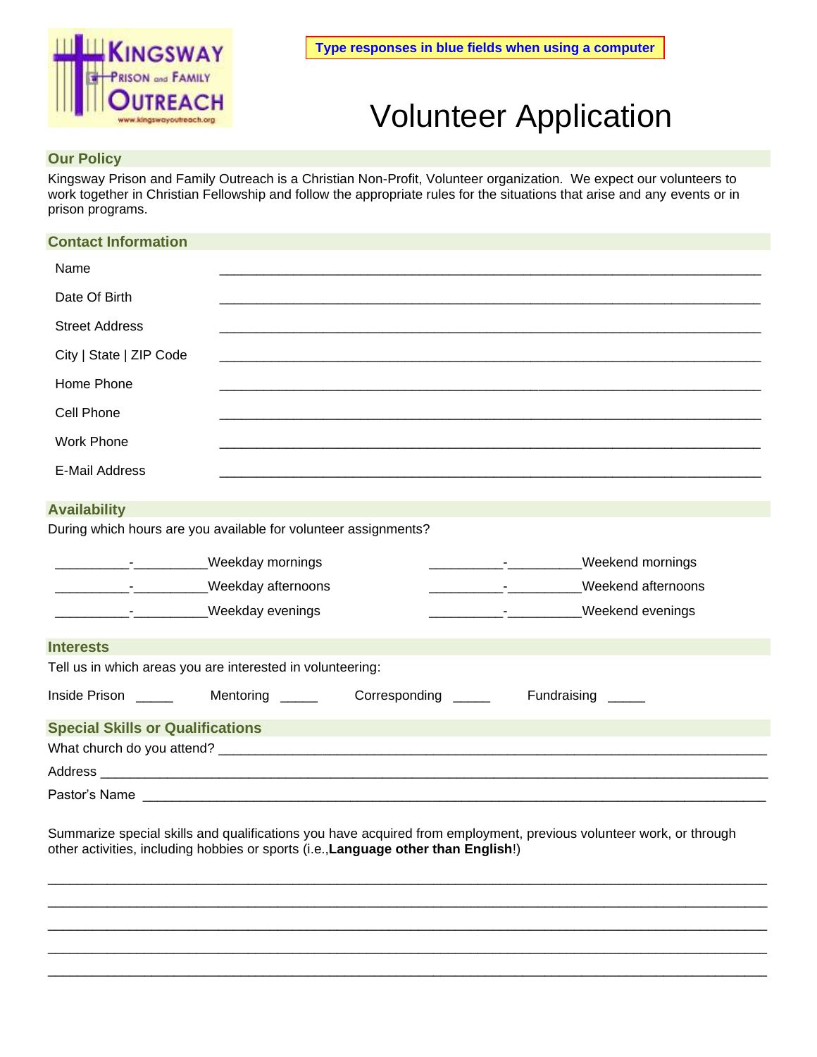**Type responses in blue fields when using a computer**

# Volunteer Application

## Our Policy

Kingsway Prison and Family Outreach is a Christian Non-Profit, Volunteer organization. We expect our volunteers to work together in Christian Fellowship and follow the appropriate rules for the situations that arise and any events or in prison programs.

## Contact Information

Name \_\_\_\_\_\_\_\_\_\_\_\_\_\_\_\_\_\_\_\_\_\_\_\_\_\_\_\_\_\_\_\_\_\_\_\_\_\_\_\_

Date Of Birth \_\_\_\_\_\_\_\_\_\_\_\_\_\_\_\_\_\_\_\_\_\_\_\_\_\_\_\_\_\_\_\_\_\_\_\_\_\_\_\_

Street Address \_\_\_\_\_\_\_\_\_\_\_\_\_\_\_\_\_\_\_\_\_\_\_\_\_\_\_\_\_\_\_\_\_\_\_\_\_\_\_\_

City | State | ZIP Code \_\_\_\_\_\_\_\_\_\_\_\_\_\_\_\_\_\_\_\_\_\_\_\_\_\_\_\_\_\_\_\_\_\_\_\_\_\_\_\_

Home Phone \_\_\_\_\_\_\_\_\_\_\_\_\_\_\_\_\_\_\_\_\_\_\_\_\_\_\_\_\_\_\_\_\_\_\_\_\_\_\_\_

Cell Phone \_\_\_\_\_\_\_\_\_\_\_\_\_\_\_\_\_\_\_\_\_\_\_\_\_\_\_\_\_\_\_\_\_\_\_\_\_\_\_\_

Work Phone \_\_\_\_\_\_\_\_\_\_\_\_\_\_\_\_\_\_\_\_\_\_\_\_\_\_\_\_\_\_\_\_\_\_\_\_\_\_\_\_

E-Mail Address \_\_\_\_\_\_\_\_\_\_\_\_\_\_\_\_\_\_\_\_\_\_\_\_\_\_\_\_\_\_\_\_\_\_\_\_\_\_\_\_

## Availability

During which hours are you available for volunteer assignments?

\_\_\_\_\_\_\_\_\_\_-\_\_\_\_\_\_\_\_\_\_Weekday mornings &nbsp;&nbsp;&nbsp; \_\_\_\_\_\_\_\_\_\_-\_\_\_\_\_\_\_\_\_\_Weekend mornings

\_\_\_\_\_\_\_\_\_\_-\_\_\_\_\_\_\_\_\_\_Weekday afternoons &nbsp;&nbsp;&nbsp; \_\_\_\_\_\_\_\_\_\_-\_\_\_\_\_\_\_\_\_\_Weekend afternoons

\_\_\_\_\_\_\_\_\_\_-\_\_\_\_\_\_\_\_\_\_Weekday evenings &nbsp;&nbsp;&nbsp; \_\_\_\_\_\_\_\_\_\_-\_\_\_\_\_\_\_\_\_\_Weekend evenings

## Interests

Tell us in which areas you are interested in volunteering:

Inside Prison \_\_\_\_\_ Mentoring \_\_\_\_\_ Corresponding \_\_\_\_\_ Fundraising \_\_\_\_\_

## Special Skills or Qualifications

What church do you attend? \_\_\_\_\_\_\_\_\_\_\_\_\_\_\_\_\_\_\_\_\_\_\_\_\_\_\_\_\_\_\_\_\_\_\_\_\_\_\_\_

Address \_\_\_\_\_\_\_\_\_\_\_\_\_\_\_\_\_\_\_\_\_\_\_\_\_\_\_\_\_\_\_\_\_\_\_\_\_\_\_\_

Pastor's Name \_\_\_\_\_\_\_\_\_\_\_\_\_\_\_\_\_\_\_\_\_\_\_\_\_\_\_\_\_\_\_\_\_\_\_\_\_\_\_\_

Summarize special skills and qualifications you have acquired from employment, previous volunteer work, or through other activities, including hobbies or sports (i.e.,**Language other than English**!)

\_\_\_\_\_\_\_\_\_\_\_\_\_\_\_\_\_\_\_\_\_\_\_\_\_\_\_\_\_\_\_\_\_\_\_\_\_\_\_\_\_\_\_\_\_\_\_\_\_\_\_\_\_\_\_\_

\_\_\_\_\_\_\_\_\_\_\_\_\_\_\_\_\_\_\_\_\_\_\_\_\_\_\_\_\_\_\_\_\_\_\_\_\_\_\_\_\_\_\_\_\_\_\_\_\_\_\_\_\_\_\_\_

\_\_\_\_\_\_\_\_\_\_\_\_\_\_\_\_\_\_\_\_\_\_\_\_\_\_\_\_\_\_\_\_\_\_\_\_\_\_\_\_\_\_\_\_\_\_\_\_\_\_\_\_\_\_\_\_

\_\_\_\_\_\_\_\_\_\_\_\_\_\_\_\_\_\_\_\_\_\_\_\_\_\_\_\_\_\_\_\_\_\_\_\_\_\_\_\_\_\_\_\_\_\_\_\_\_\_\_\_\_\_\_\_

\_\_\_\_\_\_\_\_\_\_\_\_\_\_\_\_\_\_\_\_\_\_\_\_\_\_\_\_\_\_\_\_\_\_\_\_\_\_\_\_\_\_\_\_\_\_\_\_\_\_\_\_\_\_\_\_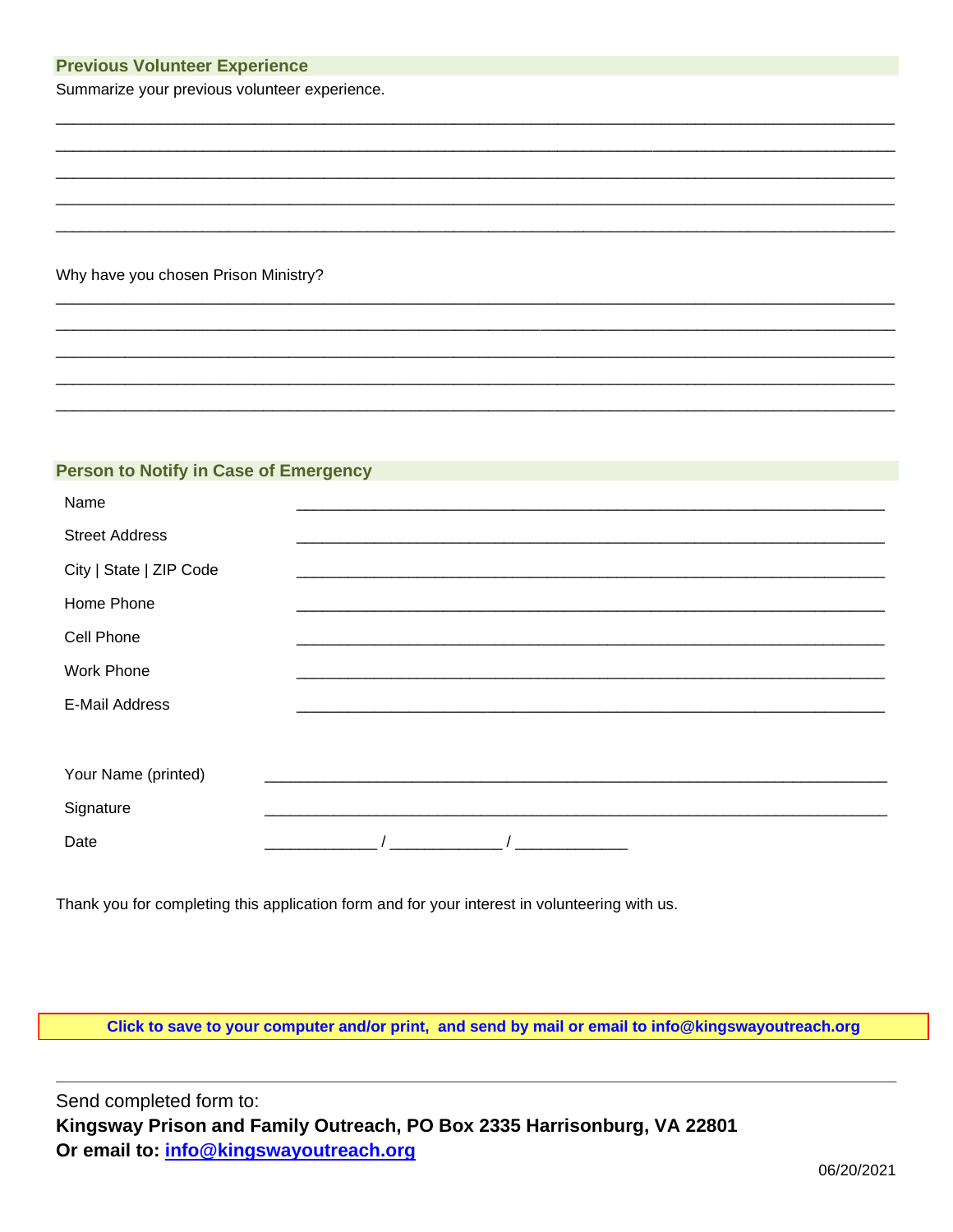## Previous Volunteer Experience

Summarize your previous volunteer experience.

\_\_\_\_\_\_\_\_\_\_\_\_\_\_\_\_\_\_\_\_\_\_\_\_\_\_\_\_\_\_\_\_\_\_\_\_\_\_\_\_\_\_\_\_\_\_\_\_\_\_\_\_\_\_\_\_\_\_\_\_\_\_\_\_\_\_\_\_\_\_\_\_\_\_\_\_\_\_

\_\_\_\_\_\_\_\_\_\_\_\_\_\_\_\_\_\_\_\_\_\_\_\_\_\_\_\_\_\_\_\_\_\_\_\_\_\_\_\_\_\_\_\_\_\_\_\_\_\_\_\_\_\_\_\_\_\_\_\_\_\_\_\_\_\_\_\_\_\_\_\_\_\_\_\_\_\_

\_\_\_\_\_\_\_\_\_\_\_\_\_\_\_\_\_\_\_\_\_\_\_\_\_\_\_\_\_\_\_\_\_\_\_\_\_\_\_\_\_\_\_\_\_\_\_\_\_\_\_\_\_\_\_\_\_\_\_\_\_\_\_\_\_\_\_\_\_\_\_\_\_\_\_\_\_\_

\_\_\_\_\_\_\_\_\_\_\_\_\_\_\_\_\_\_\_\_\_\_\_\_\_\_\_\_\_\_\_\_\_\_\_\_\_\_\_\_\_\_\_\_\_\_\_\_\_\_\_\_\_\_\_\_\_\_\_\_\_\_\_\_\_\_\_\_\_\_\_\_\_\_\_\_\_\_

\_\_\_\_\_\_\_\_\_\_\_\_\_\_\_\_\_\_\_\_\_\_\_\_\_\_\_\_\_\_\_\_\_\_\_\_\_\_\_\_\_\_\_\_\_\_\_\_\_\_\_\_\_\_\_\_\_\_\_\_\_\_\_\_\_\_\_\_\_\_\_\_\_\_\_\_\_\_

Why have you chosen Prison Ministry?

\_\_\_\_\_\_\_\_\_\_\_\_\_\_\_\_\_\_\_\_\_\_\_\_\_\_\_\_\_\_\_\_\_\_\_\_\_\_\_\_\_\_\_\_\_\_\_\_\_\_\_\_\_\_\_\_\_\_\_\_\_\_\_\_\_\_\_\_\_\_\_\_\_\_\_\_\_\_

\_\_\_\_\_\_\_\_\_\_\_\_\_\_\_\_\_\_\_\_\_\_\_\_\_\_\_\_\_\_\_\_\_\_\_\_\_\_\_\_\_\_\_\_\_\_\_\_\_\_\_\_\_\_\_\_\_\_\_\_\_\_\_\_\_\_\_\_\_\_\_\_\_\_\_\_\_\_

\_\_\_\_\_\_\_\_\_\_\_\_\_\_\_\_\_\_\_\_\_\_\_\_\_\_\_\_\_\_\_\_\_\_\_\_\_\_\_\_\_\_\_\_\_\_\_\_\_\_\_\_\_\_\_\_\_\_\_\_\_\_\_\_\_\_\_\_\_\_\_\_\_\_\_\_\_\_

\_\_\_\_\_\_\_\_\_\_\_\_\_\_\_\_\_\_\_\_\_\_\_\_\_\_\_\_\_\_\_\_\_\_\_\_\_\_\_\_\_\_\_\_\_\_\_\_\_\_\_\_\_\_\_\_\_\_\_\_\_\_\_\_\_\_\_\_\_\_\_\_\_\_\_\_\_\_

\_\_\_\_\_\_\_\_\_\_\_\_\_\_\_\_\_\_\_\_\_\_\_\_\_\_\_\_\_\_\_\_\_\_\_\_\_\_\_\_\_\_\_\_\_\_\_\_\_\_\_\_\_\_\_\_\_\_\_\_\_\_\_\_\_\_\_\_\_\_\_\_\_\_\_\_\_\_

## Person to Notify in Case of Emergency

| | |
|---|---|
| Name | \_\_\_\_\_\_\_\_\_\_\_\_\_\_\_\_\_\_\_\_\_\_\_\_\_\_\_\_\_\_\_\_\_\_\_\_\_\_\_\_\_\_\_\_\_\_\_\_\_\_\_\_\_\_ |
| Street Address | \_\_\_\_\_\_\_\_\_\_\_\_\_\_\_\_\_\_\_\_\_\_\_\_\_\_\_\_\_\_\_\_\_\_\_\_\_\_\_\_\_\_\_\_\_\_\_\_\_\_\_\_\_\_ |
| City \| State \| ZIP Code | \_\_\_\_\_\_\_\_\_\_\_\_\_\_\_\_\_\_\_\_\_\_\_\_\_\_\_\_\_\_\_\_\_\_\_\_\_\_\_\_\_\_\_\_\_\_\_\_\_\_\_\_\_\_ |
| Home Phone | \_\_\_\_\_\_\_\_\_\_\_\_\_\_\_\_\_\_\_\_\_\_\_\_\_\_\_\_\_\_\_\_\_\_\_\_\_\_\_\_\_\_\_\_\_\_\_\_\_\_\_\_\_\_ |
| Cell Phone | \_\_\_\_\_\_\_\_\_\_\_\_\_\_\_\_\_\_\_\_\_\_\_\_\_\_\_\_\_\_\_\_\_\_\_\_\_\_\_\_\_\_\_\_\_\_\_\_\_\_\_\_\_\_ |
| Work Phone | \_\_\_\_\_\_\_\_\_\_\_\_\_\_\_\_\_\_\_\_\_\_\_\_\_\_\_\_\_\_\_\_\_\_\_\_\_\_\_\_\_\_\_\_\_\_\_\_\_\_\_\_\_\_ |
| E-Mail Address | \_\_\_\_\_\_\_\_\_\_\_\_\_\_\_\_\_\_\_\_\_\_\_\_\_\_\_\_\_\_\_\_\_\_\_\_\_\_\_\_\_\_\_\_\_\_\_\_\_\_\_\_\_\_ |

| | |
|---|---|
| Your Name (printed) | \_\_\_\_\_\_\_\_\_\_\_\_\_\_\_\_\_\_\_\_\_\_\_\_\_\_\_\_\_\_\_\_\_\_\_\_\_\_\_\_\_\_\_\_\_\_\_\_\_\_\_\_\_\_\_\_ |
| Signature | \_\_\_\_\_\_\_\_\_\_\_\_\_\_\_\_\_\_\_\_\_\_\_\_\_\_\_\_\_\_\_\_\_\_\_\_\_\_\_\_\_\_\_\_\_\_\_\_\_\_\_\_\_\_\_\_ |
| Date | \_\_\_\_\_\_\_\_\_\_\_\_ / \_\_\_\_\_\_\_\_\_\_\_\_ / \_\_\_\_\_\_\_\_\_\_\_\_ |

Thank you for completing this application form and for your interest in volunteering with us.

**Click to save to your computer and/or print, and send by mail or email to info@kingswayoutreach.org**

---

Send completed form to:

**Kingsway Prison and Family Outreach, PO Box 2335 Harrisonburg, VA 22801**

**Or email to: info@kingswayoutreach.org**

06/20/2021